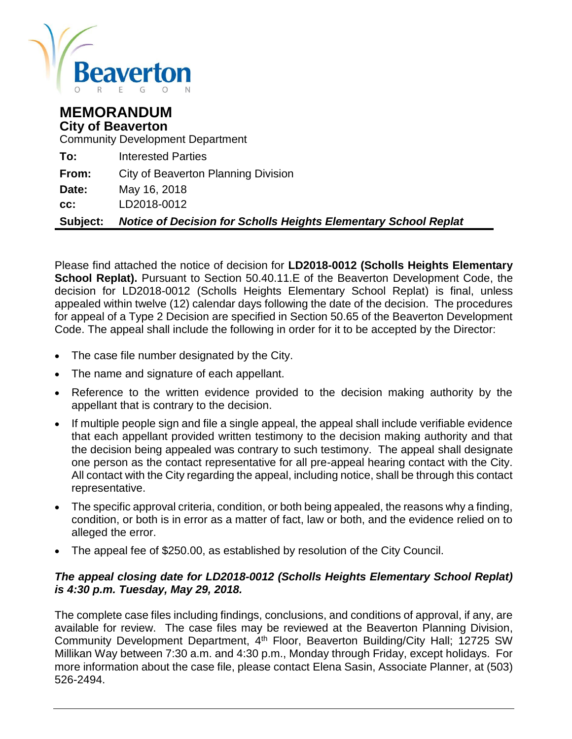Beaverton
OREGON

# MEMORANDUM

## City of Beaverton

Community Development Department

| | |
|---|---|
| **To:** | Interested Parties |
| **From:** | City of Beaverton Planning Division |
| **Date:** | May 16, 2018 |
| **cc:** | LD2018-0012 |
| **Subject:** | ***Notice of Decision for Scholls Heights Elementary School Replat*** |

Please find attached the notice of decision for **LD2018-0012 (Scholls Heights Elementary School Replat).** Pursuant to Section 50.40.11.E of the Beaverton Development Code, the decision for LD2018-0012 (Scholls Heights Elementary School Replat) is final, unless appealed within twelve (12) calendar days following the date of the decision. The procedures for appeal of a Type 2 Decision are specified in Section 50.65 of the Beaverton Development Code. The appeal shall include the following in order for it to be accepted by the Director:

- The case file number designated by the City.
- The name and signature of each appellant.
- Reference to the written evidence provided to the decision making authority by the appellant that is contrary to the decision.
- If multiple people sign and file a single appeal, the appeal shall include verifiable evidence that each appellant provided written testimony to the decision making authority and that the decision being appealed was contrary to such testimony. The appeal shall designate one person as the contact representative for all pre-appeal hearing contact with the City. All contact with the City regarding the appeal, including notice, shall be through this contact representative.
- The specific approval criteria, condition, or both being appealed, the reasons why a finding, condition, or both is in error as a matter of fact, law or both, and the evidence relied on to alleged the error.
- The appeal fee of $250.00, as established by resolution of the City Council.

***The appeal closing date for LD2018-0012 (Scholls Heights Elementary School Replat) is 4:30 p.m. Tuesday, May 29, 2018.***

The complete case files including findings, conclusions, and conditions of approval, if any, are available for review. The case files may be reviewed at the Beaverton Planning Division, Community Development Department, 4th Floor, Beaverton Building/City Hall; 12725 SW Millikan Way between 7:30 a.m. and 4:30 p.m., Monday through Friday, except holidays. For more information about the case file, please contact Elena Sasin, Associate Planner, at (503) 526-2494.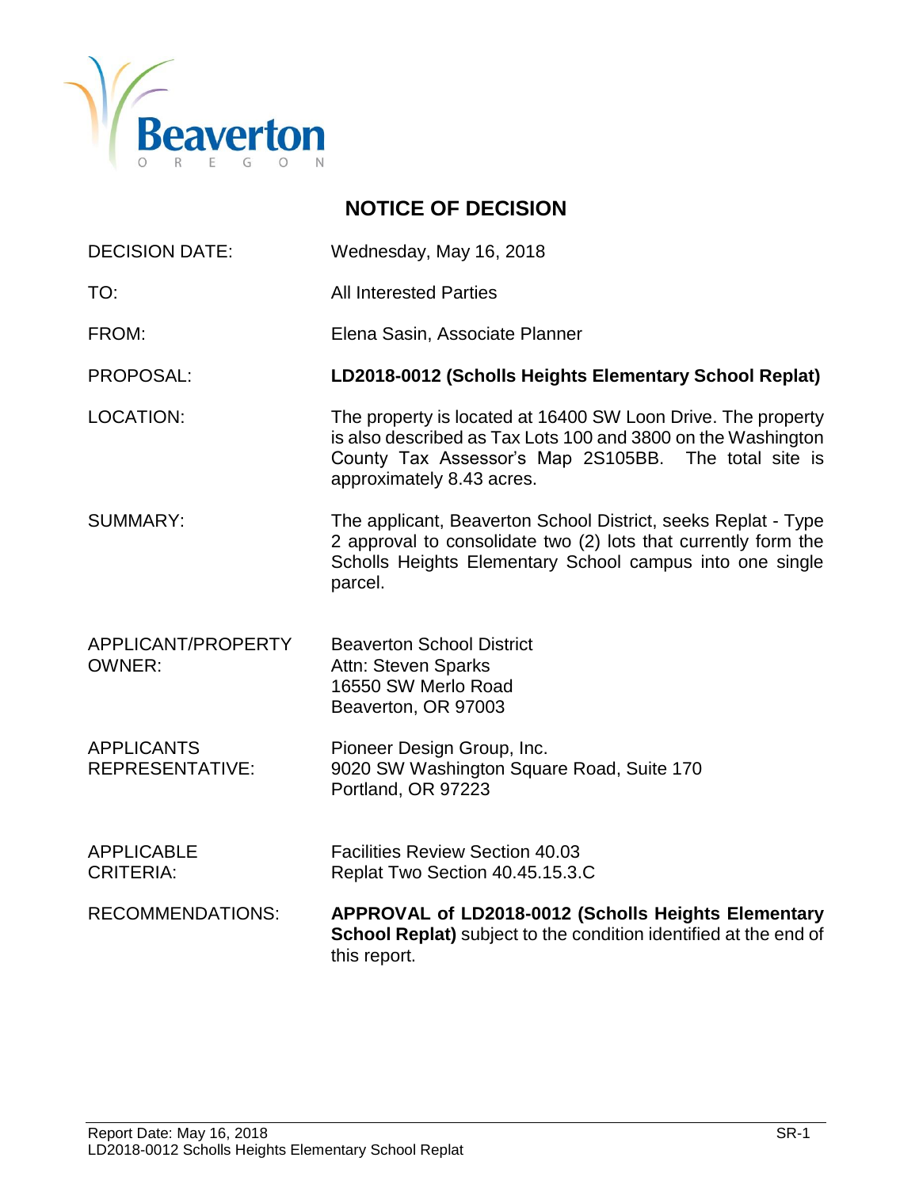# NOTICE OF DECISION

| | |
|---|---|
| DECISION DATE: | Wednesday, May 16, 2018 |
| TO: | All Interested Parties |
| FROM: | Elena Sasin, Associate Planner |
| PROPOSAL: | **LD2018-0012 (Scholls Heights Elementary School Replat)** |
| LOCATION: | The property is located at 16400 SW Loon Drive. The property is also described as Tax Lots 100 and 3800 on the Washington County Tax Assessor's Map 2S105BB. The total site is approximately 8.43 acres. |
| SUMMARY: | The applicant, Beaverton School District, seeks Replat - Type 2 approval to consolidate two (2) lots that currently form the Scholls Heights Elementary School campus into one single parcel. |
| APPLICANT/PROPERTY OWNER: | Beaverton School District<br>Attn: Steven Sparks<br>16550 SW Merlo Road<br>Beaverton, OR 97003 |
| APPLICANTS REPRESENTATIVE: | Pioneer Design Group, Inc.<br>9020 SW Washington Square Road, Suite 170<br>Portland, OR 97223 |
| APPLICABLE CRITERIA: | Facilities Review Section 40.03<br>Replat Two Section 40.45.15.3.C |
| RECOMMENDATIONS: | **APPROVAL of LD2018-0012 (Scholls Heights Elementary School Replat)** subject to the condition identified at the end of this report. |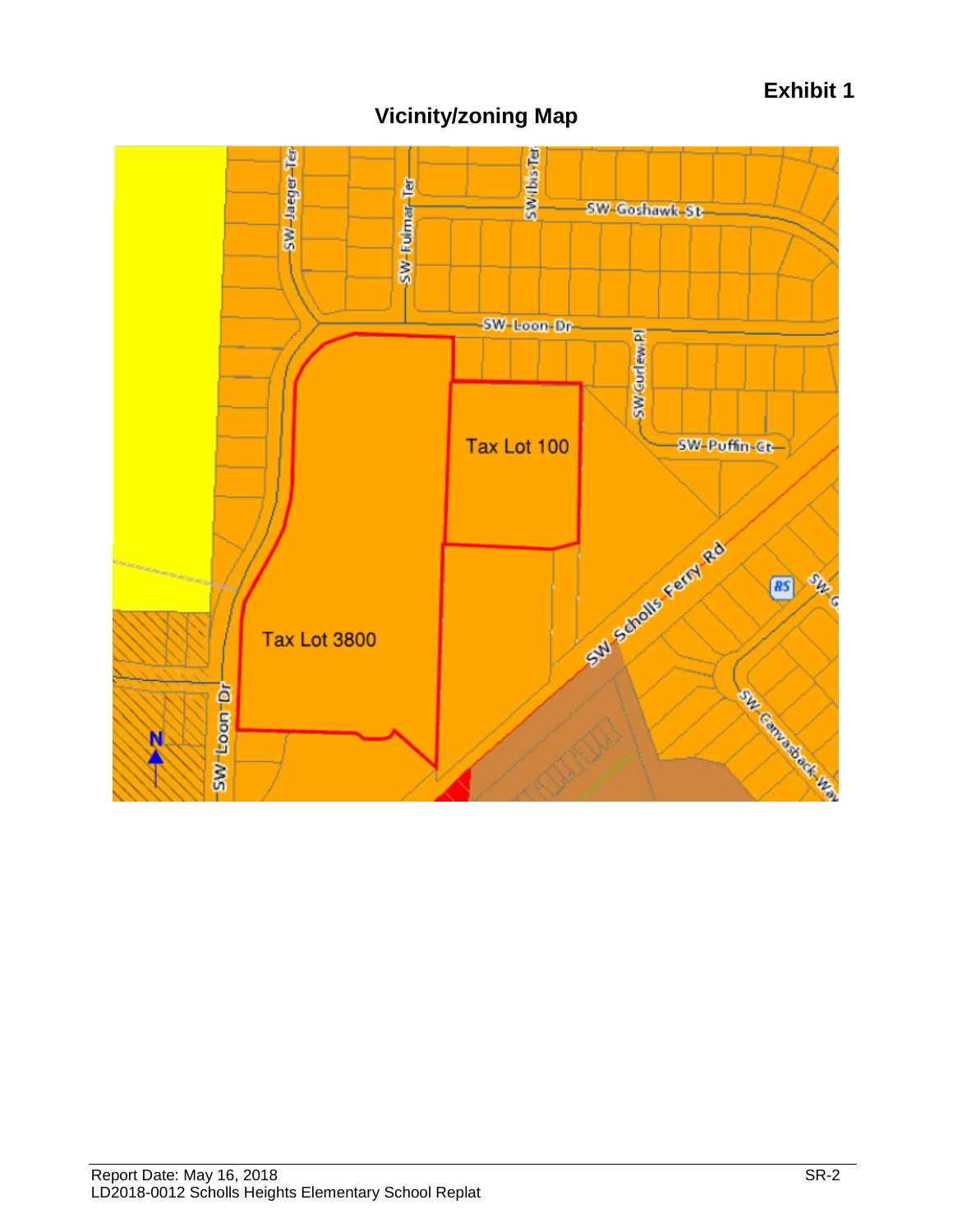**Exhibit 1**

## Vicinity/zoning Map

SW Jaeger Ter

SW Fulmar Ter

SW Ibis Ter

SW Goshawk St

SW Loon Dr

SW Curlew Pl

SW Puffin Ct

Tax Lot 100

Tax Lot 3800

SW Scholls Ferry Rd

R5

SW Loon Dr

SW Canvasback Way

N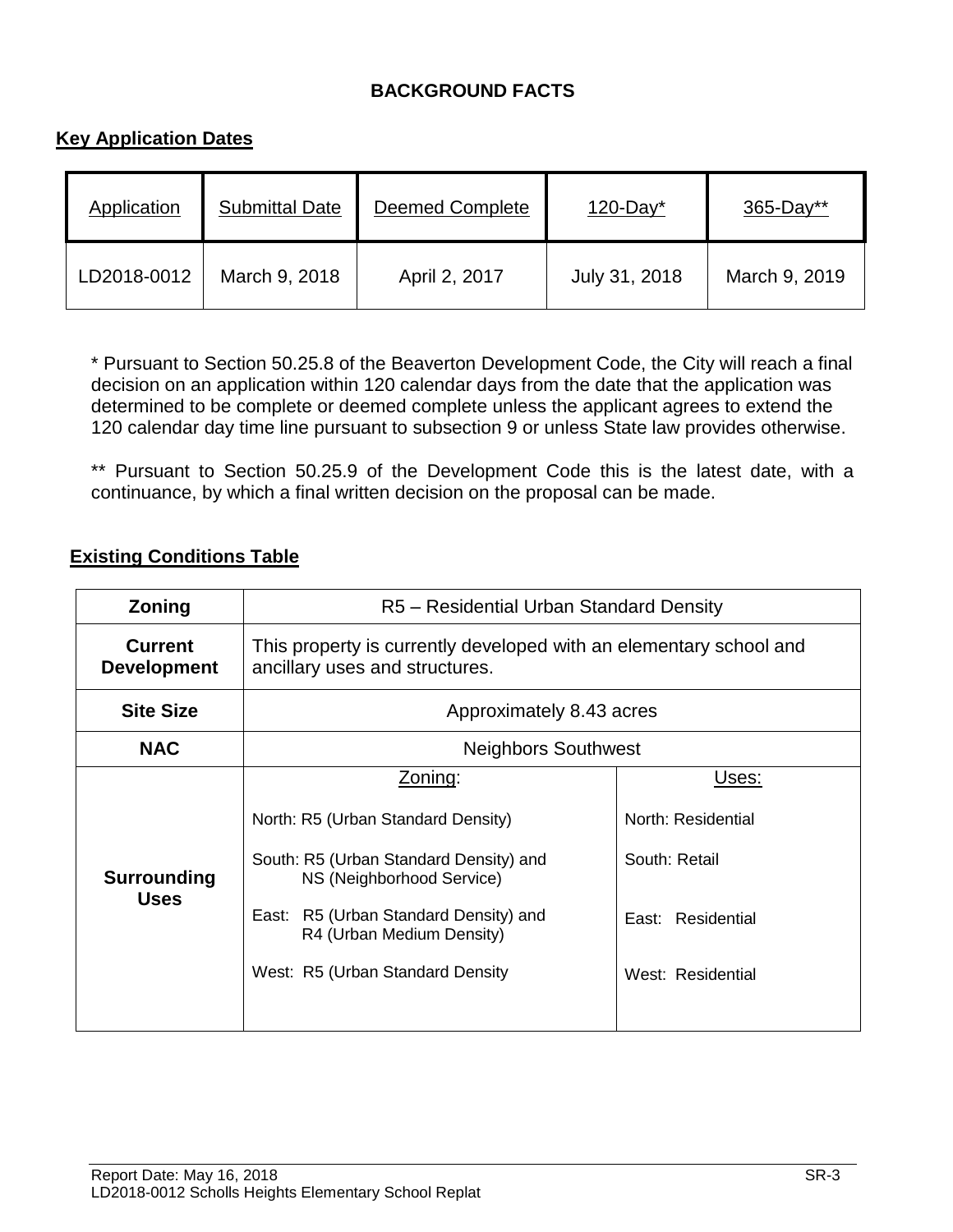## BACKGROUND FACTS

### Key Application Dates

| Application | Submittal Date | Deemed Complete | 120-Day* | 365-Day** |
|---|---|---|---|---|
| LD2018-0012 | March 9, 2018 | April 2, 2017 | July 31, 2018 | March 9, 2019 |

* Pursuant to Section 50.25.8 of the Beaverton Development Code, the City will reach a final decision on an application within 120 calendar days from the date that the application was determined to be complete or deemed complete unless the applicant agrees to extend the 120 calendar day time line pursuant to subsection 9 or unless State law provides otherwise.

** Pursuant to Section 50.25.9 of the Development Code this is the latest date, with a continuance, by which a final written decision on the proposal can be made.

### Existing Conditions Table

| | | |
|---|---|---|
| **Zoning** | R5 – Residential Urban Standard Density | |
| **Current Development** | This property is currently developed with an elementary school and ancillary uses and structures. | |
| **Site Size** | Approximately 8.43 acres | |
| **NAC** | Neighbors Southwest | |
| **Surrounding Uses** | Zoning: | Uses: |
| | North: R5 (Urban Standard Density) | North: Residential |
| | South: R5 (Urban Standard Density) and NS (Neighborhood Service) | South: Retail |
| | East: R5 (Urban Standard Density) and R4 (Urban Medium Density) | East: Residential |
| | West: R5 (Urban Standard Density | West: Residential |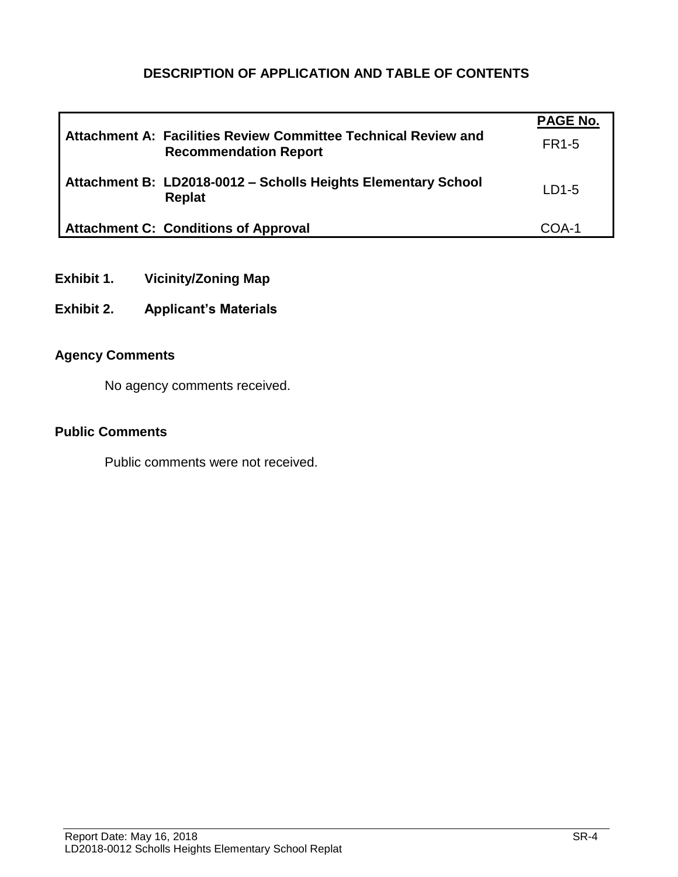## DESCRIPTION OF APPLICATION AND TABLE OF CONTENTS

| | PAGE No. |
|---|---|
| **Attachment A: Facilities Review Committee Technical Review and Recommendation Report** | FR1-5 |
| **Attachment B: LD2018-0012 – Scholls Heights Elementary School Replat** | LD1-5 |
| **Attachment C: Conditions of Approval** | COA-1 |

**Exhibit 1.** **Vicinity/Zoning Map**

**Exhibit 2.** **Applicant's Materials**

### Agency Comments

No agency comments received.

### Public Comments

Public comments were not received.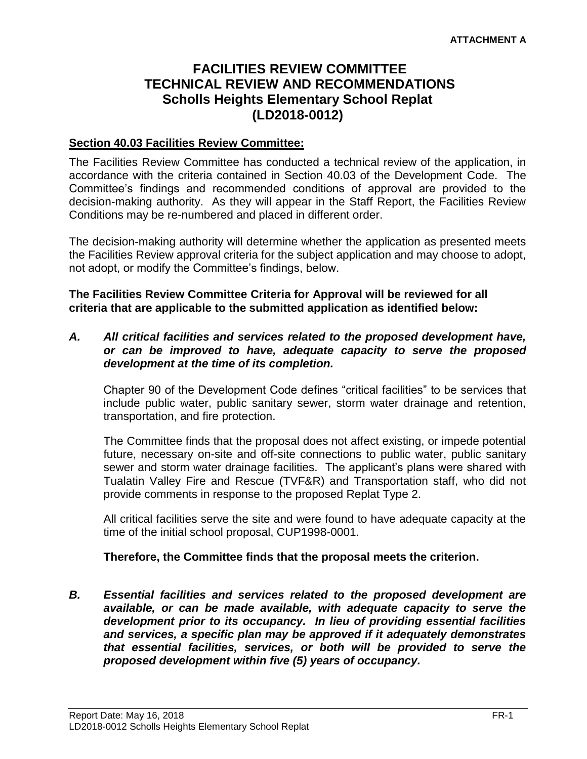**ATTACHMENT A**

# FACILITIES REVIEW COMMITTEE TECHNICAL REVIEW AND RECOMMENDATIONS Scholls Heights Elementary School Replat (LD2018-0012)

**Section 40.03 Facilities Review Committee:**

The Facilities Review Committee has conducted a technical review of the application, in accordance with the criteria contained in Section 40.03 of the Development Code. The Committee's findings and recommended conditions of approval are provided to the decision-making authority. As they will appear in the Staff Report, the Facilities Review Conditions may be re-numbered and placed in different order.

The decision-making authority will determine whether the application as presented meets the Facilities Review approval criteria for the subject application and may choose to adopt, not adopt, or modify the Committee's findings, below.

**The Facilities Review Committee Criteria for Approval will be reviewed for all criteria that are applicable to the submitted application as identified below:**

***A. All critical facilities and services related to the proposed development have, or can be improved to have, adequate capacity to serve the proposed development at the time of its completion.***

Chapter 90 of the Development Code defines "critical facilities" to be services that include public water, public sanitary sewer, storm water drainage and retention, transportation, and fire protection.

The Committee finds that the proposal does not affect existing, or impede potential future, necessary on-site and off-site connections to public water, public sanitary sewer and storm water drainage facilities. The applicant's plans were shared with Tualatin Valley Fire and Rescue (TVF&R) and Transportation staff, who did not provide comments in response to the proposed Replat Type 2.

All critical facilities serve the site and were found to have adequate capacity at the time of the initial school proposal, CUP1998-0001.

**Therefore, the Committee finds that the proposal meets the criterion.**

***B. Essential facilities and services related to the proposed development are available, or can be made available, with adequate capacity to serve the development prior to its occupancy. In lieu of providing essential facilities and services, a specific plan may be approved if it adequately demonstrates that essential facilities, services, or both will be provided to serve the proposed development within five (5) years of occupancy.***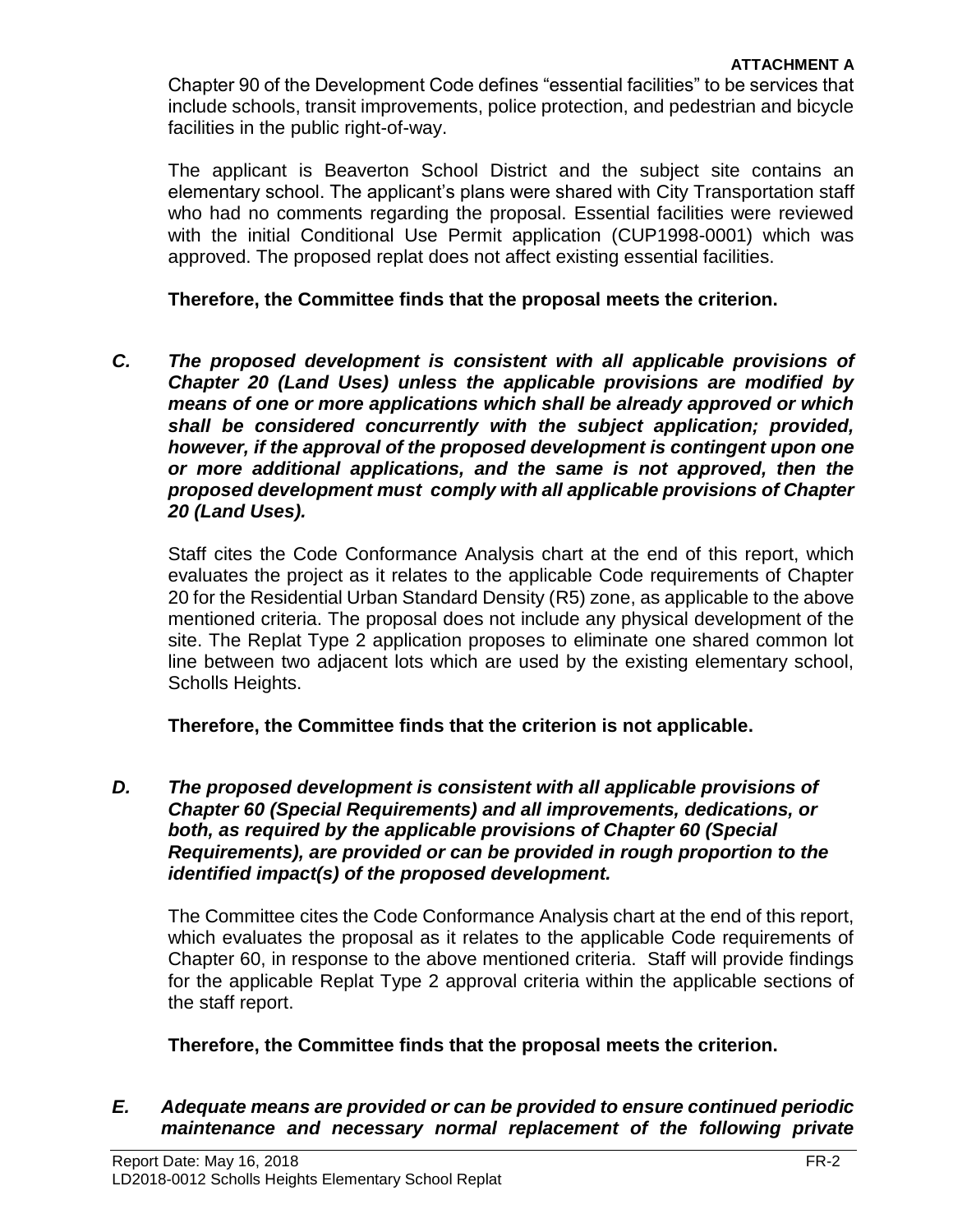Chapter 90 of the Development Code defines "essential facilities" to be services that include schools, transit improvements, police protection, and pedestrian and bicycle facilities in the public right-of-way.

The applicant is Beaverton School District and the subject site contains an elementary school. The applicant's plans were shared with City Transportation staff who had no comments regarding the proposal. Essential facilities were reviewed with the initial Conditional Use Permit application (CUP1998-0001) which was approved. The proposed replat does not affect existing essential facilities.

**Therefore, the Committee finds that the proposal meets the criterion.**

***C. The proposed development is consistent with all applicable provisions of Chapter 20 (Land Uses) unless the applicable provisions are modified by means of one or more applications which shall be already approved or which shall be considered concurrently with the subject application; provided, however, if the approval of the proposed development is contingent upon one or more additional applications, and the same is not approved, then the proposed development must comply with all applicable provisions of Chapter 20 (Land Uses).***

Staff cites the Code Conformance Analysis chart at the end of this report, which evaluates the project as it relates to the applicable Code requirements of Chapter 20 for the Residential Urban Standard Density (R5) zone, as applicable to the above mentioned criteria. The proposal does not include any physical development of the site. The Replat Type 2 application proposes to eliminate one shared common lot line between two adjacent lots which are used by the existing elementary school, Scholls Heights.

**Therefore, the Committee finds that the criterion is not applicable.**

***D. The proposed development is consistent with all applicable provisions of Chapter 60 (Special Requirements) and all improvements, dedications, or both, as required by the applicable provisions of Chapter 60 (Special Requirements), are provided or can be provided in rough proportion to the identified impact(s) of the proposed development.***

The Committee cites the Code Conformance Analysis chart at the end of this report, which evaluates the proposal as it relates to the applicable Code requirements of Chapter 60, in response to the above mentioned criteria. Staff will provide findings for the applicable Replat Type 2 approval criteria within the applicable sections of the staff report.

**Therefore, the Committee finds that the proposal meets the criterion.**

***E. Adequate means are provided or can be provided to ensure continued periodic maintenance and necessary normal replacement of the following private***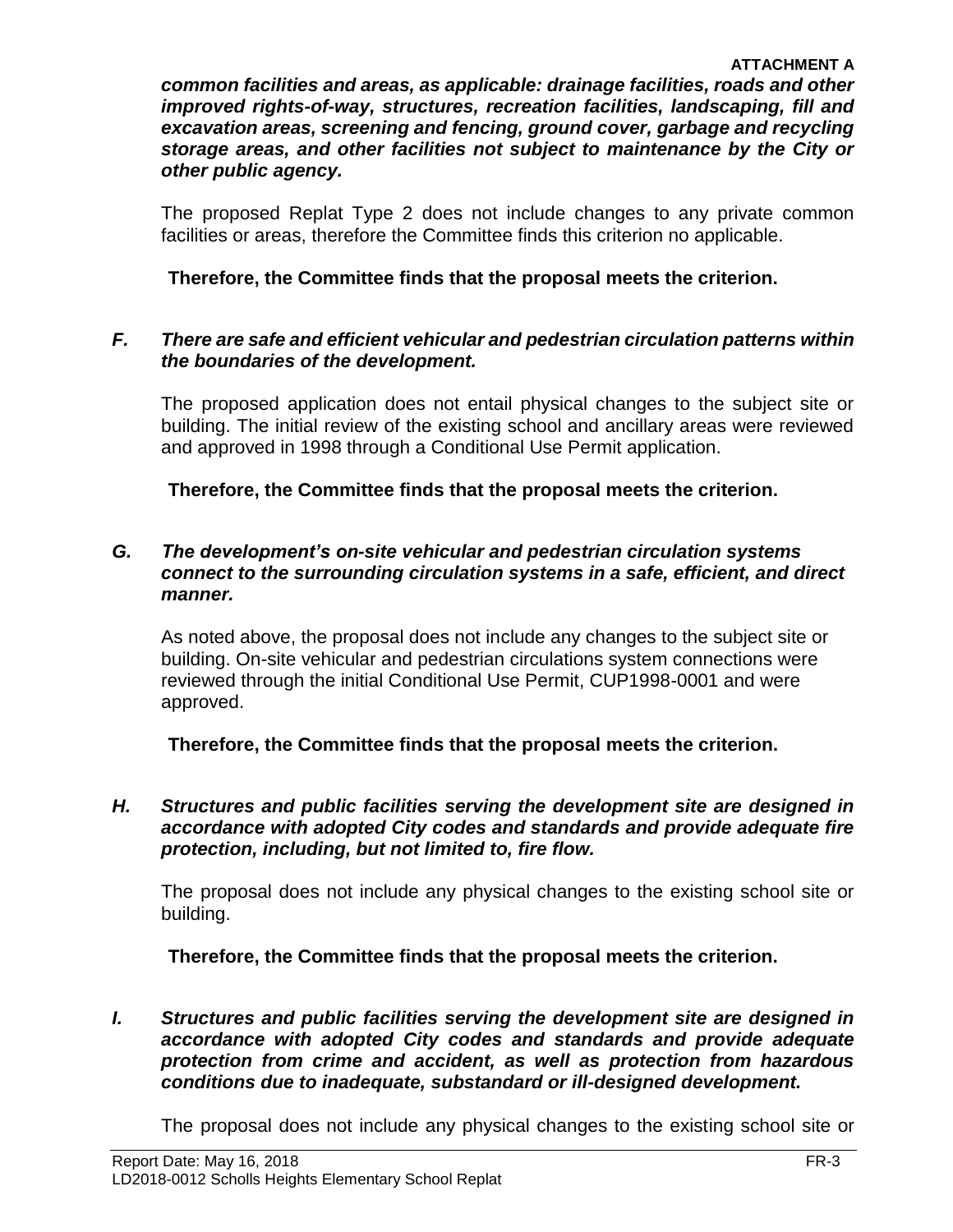***common facilities and areas, as applicable: drainage facilities, roads and other improved rights-of-way, structures, recreation facilities, landscaping, fill and excavation areas, screening and fencing, ground cover, garbage and recycling storage areas, and other facilities not subject to maintenance by the City or other public agency.***

The proposed Replat Type 2 does not include changes to any private common facilities or areas, therefore the Committee finds this criterion no applicable.

**Therefore, the Committee finds that the proposal meets the criterion.**

***F. There are safe and efficient vehicular and pedestrian circulation patterns within the boundaries of the development.***

The proposed application does not entail physical changes to the subject site or building. The initial review of the existing school and ancillary areas were reviewed and approved in 1998 through a Conditional Use Permit application.

**Therefore, the Committee finds that the proposal meets the criterion.**

***G. The development's on-site vehicular and pedestrian circulation systems connect to the surrounding circulation systems in a safe, efficient, and direct manner.***

As noted above, the proposal does not include any changes to the subject site or building. On-site vehicular and pedestrian circulations system connections were reviewed through the initial Conditional Use Permit, CUP1998-0001 and were approved.

**Therefore, the Committee finds that the proposal meets the criterion.**

***H. Structures and public facilities serving the development site are designed in accordance with adopted City codes and standards and provide adequate fire protection, including, but not limited to, fire flow.***

The proposal does not include any physical changes to the existing school site or building.

**Therefore, the Committee finds that the proposal meets the criterion.**

***I. Structures and public facilities serving the development site are designed in accordance with adopted City codes and standards and provide adequate protection from crime and accident, as well as protection from hazardous conditions due to inadequate, substandard or ill-designed development.***

The proposal does not include any physical changes to the existing school site or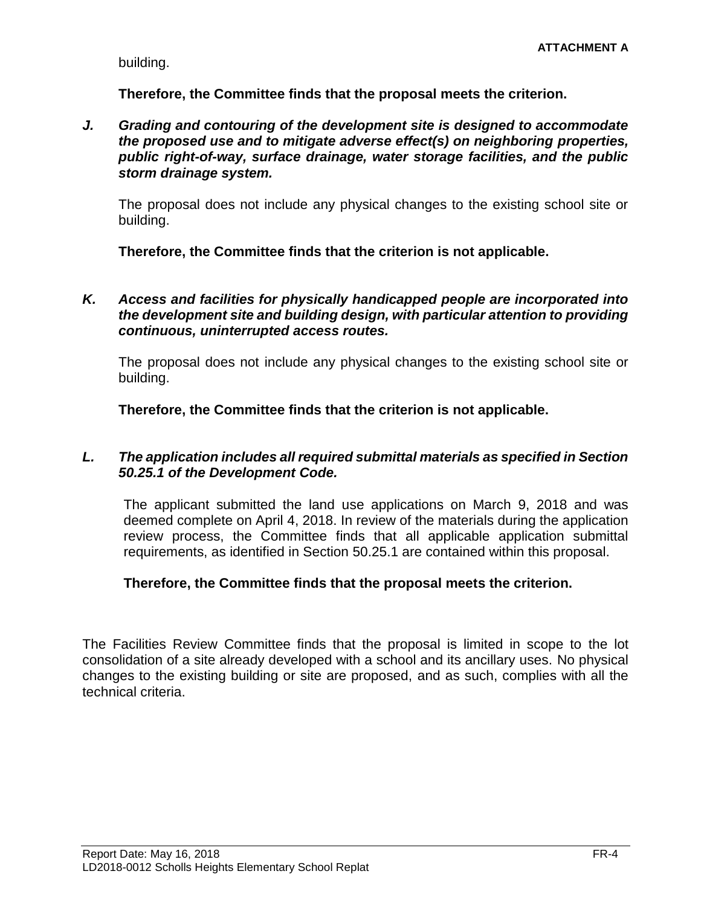building.

**Therefore, the Committee finds that the proposal meets the criterion.**

***J. Grading and contouring of the development site is designed to accommodate the proposed use and to mitigate adverse effect(s) on neighboring properties, public right-of-way, surface drainage, water storage facilities, and the public storm drainage system.***

The proposal does not include any physical changes to the existing school site or building.

**Therefore, the Committee finds that the criterion is not applicable.**

***K. Access and facilities for physically handicapped people are incorporated into the development site and building design, with particular attention to providing continuous, uninterrupted access routes.***

The proposal does not include any physical changes to the existing school site or building.

**Therefore, the Committee finds that the criterion is not applicable.**

***L. The application includes all required submittal materials as specified in Section 50.25.1 of the Development Code.***

The applicant submitted the land use applications on March 9, 2018 and was deemed complete on April 4, 2018. In review of the materials during the application review process, the Committee finds that all applicable application submittal requirements, as identified in Section 50.25.1 are contained within this proposal.

**Therefore, the Committee finds that the proposal meets the criterion.**

The Facilities Review Committee finds that the proposal is limited in scope to the lot consolidation of a site already developed with a school and its ancillary uses. No physical changes to the existing building or site are proposed, and as such, complies with all the technical criteria.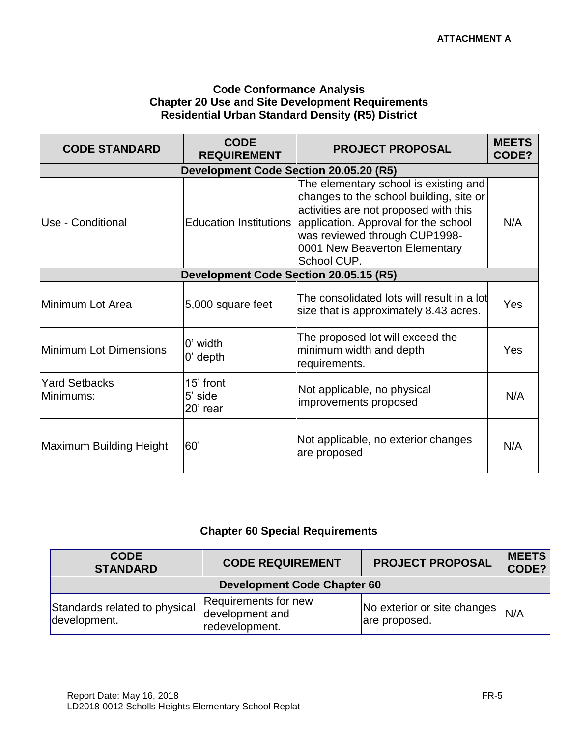**ATTACHMENT A**

### Code Conformance Analysis
### Chapter 20 Use and Site Development Requirements
### Residential Urban Standard Density (R5) District

| CODE STANDARD | CODE REQUIREMENT | PROJECT PROPOSAL | MEETS CODE? |
|---|---|---|---|
| **Development Code Section 20.05.20 (R5)** | | | |
| Use - Conditional | Education Institutions | The elementary school is existing and changes to the school building, site or activities are not proposed with this application. Approval for the school was reviewed through CUP1998-0001 New Beaverton Elementary School CUP. | N/A |
| **Development Code Section 20.05.15 (R5)** | | | |
| Minimum Lot Area | 5,000 square feet | The consolidated lots will result in a lot size that is approximately 8.43 acres. | Yes |
| Minimum Lot Dimensions | 0' width<br>0' depth | The proposed lot will exceed the minimum width and depth requirements. | Yes |
| Yard Setbacks Minimums: | 15' front<br>5' side<br>20' rear | Not applicable, no physical improvements proposed | N/A |
| Maximum Building Height | 60' | Not applicable, no exterior changes are proposed | N/A |

### Chapter 60 Special Requirements

| CODE STANDARD | CODE REQUIREMENT | PROJECT PROPOSAL | MEETS CODE? |
|---|---|---|---|
| **Development Code Chapter 60** | | | |
| Standards related to physical development. | Requirements for new development and redevelopment. | No exterior or site changes are proposed. | N/A |

Report Date: May 16, 2018
LD2018-0012 Scholls Heights Elementary School Replat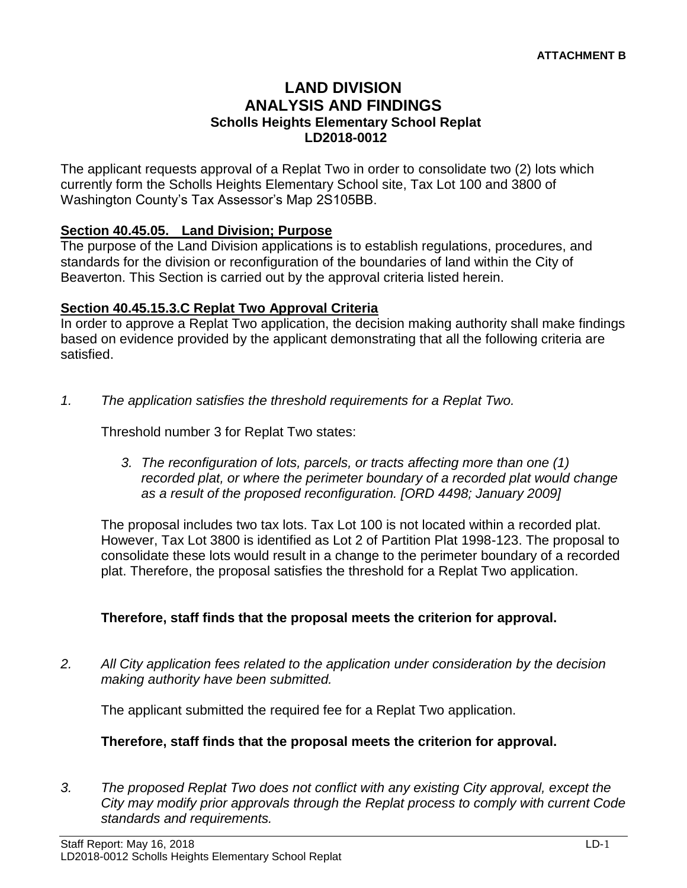**ATTACHMENT B**

# LAND DIVISION
# ANALYSIS AND FINDINGS
### Scholls Heights Elementary School Replat
### LD2018-0012

The applicant requests approval of a Replat Two in order to consolidate two (2) lots which currently form the Scholls Heights Elementary School site, Tax Lot 100 and 3800 of Washington County's Tax Assessor's Map 2S105BB.

**Section 40.45.05. Land Division; Purpose**

The purpose of the Land Division applications is to establish regulations, procedures, and standards for the division or reconfiguration of the boundaries of land within the City of Beaverton. This Section is carried out by the approval criteria listed herein.

**Section 40.45.15.3.C Replat Two Approval Criteria**

In order to approve a Replat Two application, the decision making authority shall make findings based on evidence provided by the applicant demonstrating that all the following criteria are satisfied.

*1. The application satisfies the threshold requirements for a Replat Two.*

Threshold number 3 for Replat Two states:

*3. The reconfiguration of lots, parcels, or tracts affecting more than one (1) recorded plat, or where the perimeter boundary of a recorded plat would change as a result of the proposed reconfiguration. [ORD 4498; January 2009]*

The proposal includes two tax lots. Tax Lot 100 is not located within a recorded plat. However, Tax Lot 3800 is identified as Lot 2 of Partition Plat 1998-123. The proposal to consolidate these lots would result in a change to the perimeter boundary of a recorded plat. Therefore, the proposal satisfies the threshold for a Replat Two application.

**Therefore, staff finds that the proposal meets the criterion for approval.**

*2. All City application fees related to the application under consideration by the decision making authority have been submitted.*

The applicant submitted the required fee for a Replat Two application.

**Therefore, staff finds that the proposal meets the criterion for approval.**

*3. The proposed Replat Two does not conflict with any existing City approval, except the City may modify prior approvals through the Replat process to comply with current Code standards and requirements.*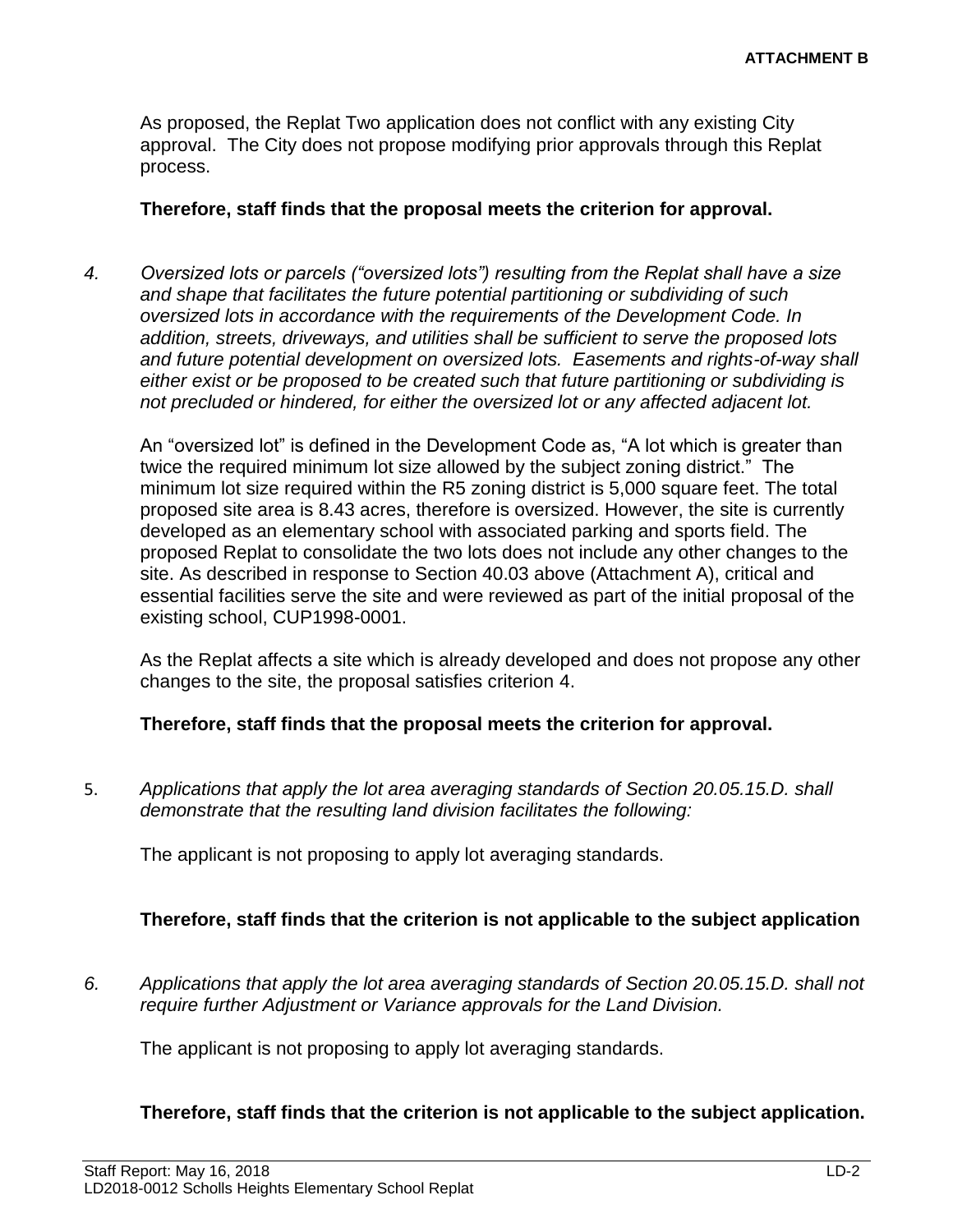As proposed, the Replat Two application does not conflict with any existing City approval. The City does not propose modifying prior approvals through this Replat process.

**Therefore, staff finds that the proposal meets the criterion for approval.**

4. *Oversized lots or parcels ("oversized lots") resulting from the Replat shall have a size and shape that facilitates the future potential partitioning or subdividing of such oversized lots in accordance with the requirements of the Development Code. In addition, streets, driveways, and utilities shall be sufficient to serve the proposed lots and future potential development on oversized lots. Easements and rights-of-way shall either exist or be proposed to be created such that future partitioning or subdividing is not precluded or hindered, for either the oversized lot or any affected adjacent lot.*

   An "oversized lot" is defined in the Development Code as, "A lot which is greater than twice the required minimum lot size allowed by the subject zoning district." The minimum lot size required within the R5 zoning district is 5,000 square feet. The total proposed site area is 8.43 acres, therefore is oversized. However, the site is currently developed as an elementary school with associated parking and sports field. The proposed Replat to consolidate the two lots does not include any other changes to the site. As described in response to Section 40.03 above (Attachment A), critical and essential facilities serve the site and were reviewed as part of the initial proposal of the existing school, CUP1998-0001.

   As the Replat affects a site which is already developed and does not propose any other changes to the site, the proposal satisfies criterion 4.

   **Therefore, staff finds that the proposal meets the criterion for approval.**

5. *Applications that apply the lot area averaging standards of Section 20.05.15.D. shall demonstrate that the resulting land division facilitates the following:*

   The applicant is not proposing to apply lot averaging standards.

   **Therefore, staff finds that the criterion is not applicable to the subject application**

6. *Applications that apply the lot area averaging standards of Section 20.05.15.D. shall not require further Adjustment or Variance approvals for the Land Division.*

   The applicant is not proposing to apply lot averaging standards.

   **Therefore, staff finds that the criterion is not applicable to the subject application.**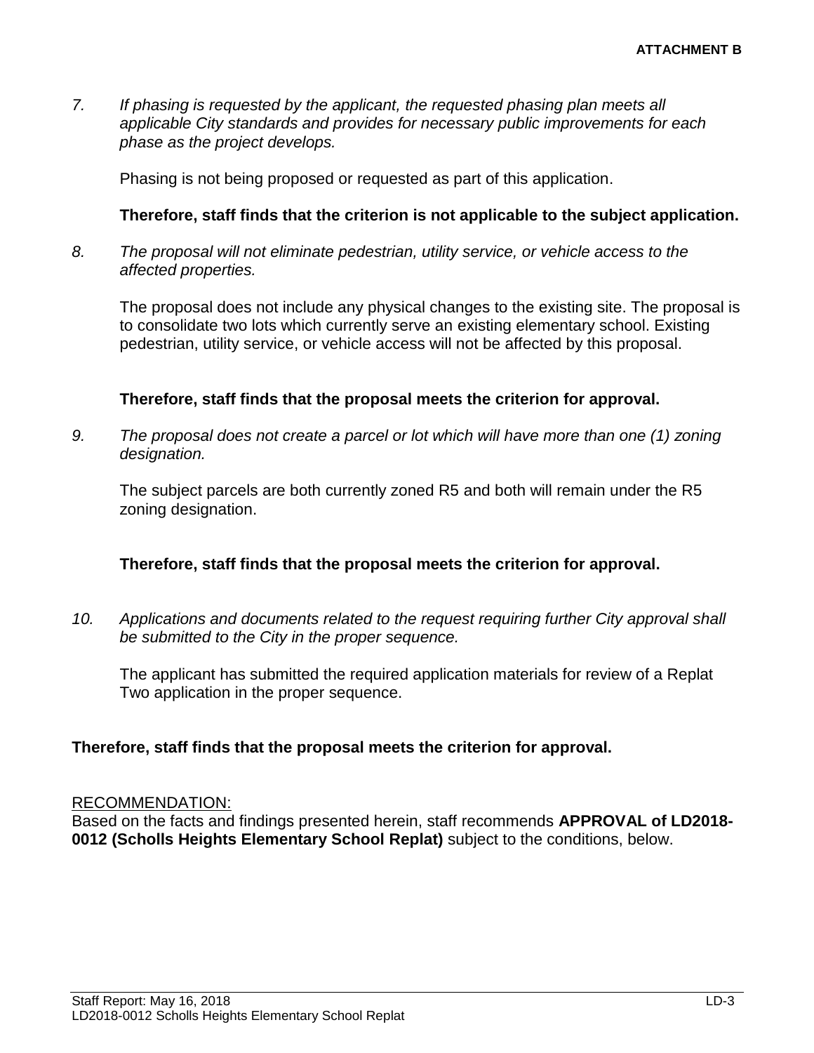**ATTACHMENT B**

7. *If phasing is requested by the applicant, the requested phasing plan meets all applicable City standards and provides for necessary public improvements for each phase as the project develops.*

   Phasing is not being proposed or requested as part of this application.

   **Therefore, staff finds that the criterion is not applicable to the subject application.**

8. *The proposal will not eliminate pedestrian, utility service, or vehicle access to the affected properties.*

   The proposal does not include any physical changes to the existing site. The proposal is to consolidate two lots which currently serve an existing elementary school. Existing pedestrian, utility service, or vehicle access will not be affected by this proposal.

   **Therefore, staff finds that the proposal meets the criterion for approval.**

9. *The proposal does not create a parcel or lot which will have more than one (1) zoning designation.*

   The subject parcels are both currently zoned R5 and both will remain under the R5 zoning designation.

   **Therefore, staff finds that the proposal meets the criterion for approval.**

10. *Applications and documents related to the request requiring further City approval shall be submitted to the City in the proper sequence.*

    The applicant has submitted the required application materials for review of a Replat Two application in the proper sequence.

**Therefore, staff finds that the proposal meets the criterion for approval.**

RECOMMENDATION:

Based on the facts and findings presented herein, staff recommends **APPROVAL of LD2018-0012 (Scholls Heights Elementary School Replat)** subject to the conditions, below.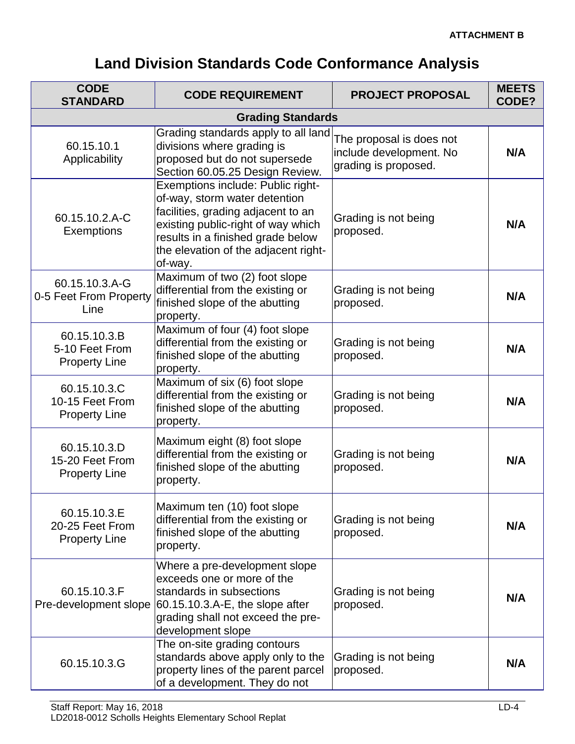**ATTACHMENT B**

# Land Division Standards Code Conformance Analysis

| CODE STANDARD | CODE REQUIREMENT | PROJECT PROPOSAL | MEETS CODE? |
|---|---|---|---|
| **Grading Standards** | | | |
| 60.15.10.1 Applicability | Grading standards apply to all land divisions where grading is proposed but do not supersede Section 60.05.25 Design Review. | The proposal is does not include development. No grading is proposed. | **N/A** |
| 60.15.10.2.A-C Exemptions | Exemptions include: Public right-of-way, storm water detention facilities, grading adjacent to an existing public-right of way which results in a finished grade below the elevation of the adjacent right-of-way. | Grading is not being proposed. | **N/A** |
| 60.15.10.3.A-G 0-5 Feet From Property Line | Maximum of two (2) foot slope differential from the existing or finished slope of the abutting property. | Grading is not being proposed. | **N/A** |
| 60.15.10.3.B 5-10 Feet From Property Line | Maximum of four (4) foot slope differential from the existing or finished slope of the abutting property. | Grading is not being proposed. | **N/A** |
| 60.15.10.3.C 10-15 Feet From Property Line | Maximum of six (6) foot slope differential from the existing or finished slope of the abutting property. | Grading is not being proposed. | **N/A** |
| 60.15.10.3.D 15-20 Feet From Property Line | Maximum eight (8) foot slope differential from the existing or finished slope of the abutting property. | Grading is not being proposed. | **N/A** |
| 60.15.10.3.E 20-25 Feet From Property Line | Maximum ten (10) foot slope differential from the existing or finished slope of the abutting property. | Grading is not being proposed. | **N/A** |
| 60.15.10.3.F Pre-development slope | Where a pre-development slope exceeds one or more of the standards in subsections 60.15.10.3.A-E, the slope after grading shall not exceed the pre-development slope | Grading is not being proposed. | **N/A** |
| 60.15.10.3.G | The on-site grading contours standards above apply only to the property lines of the parent parcel of a development. They do not | Grading is not being proposed. | **N/A** |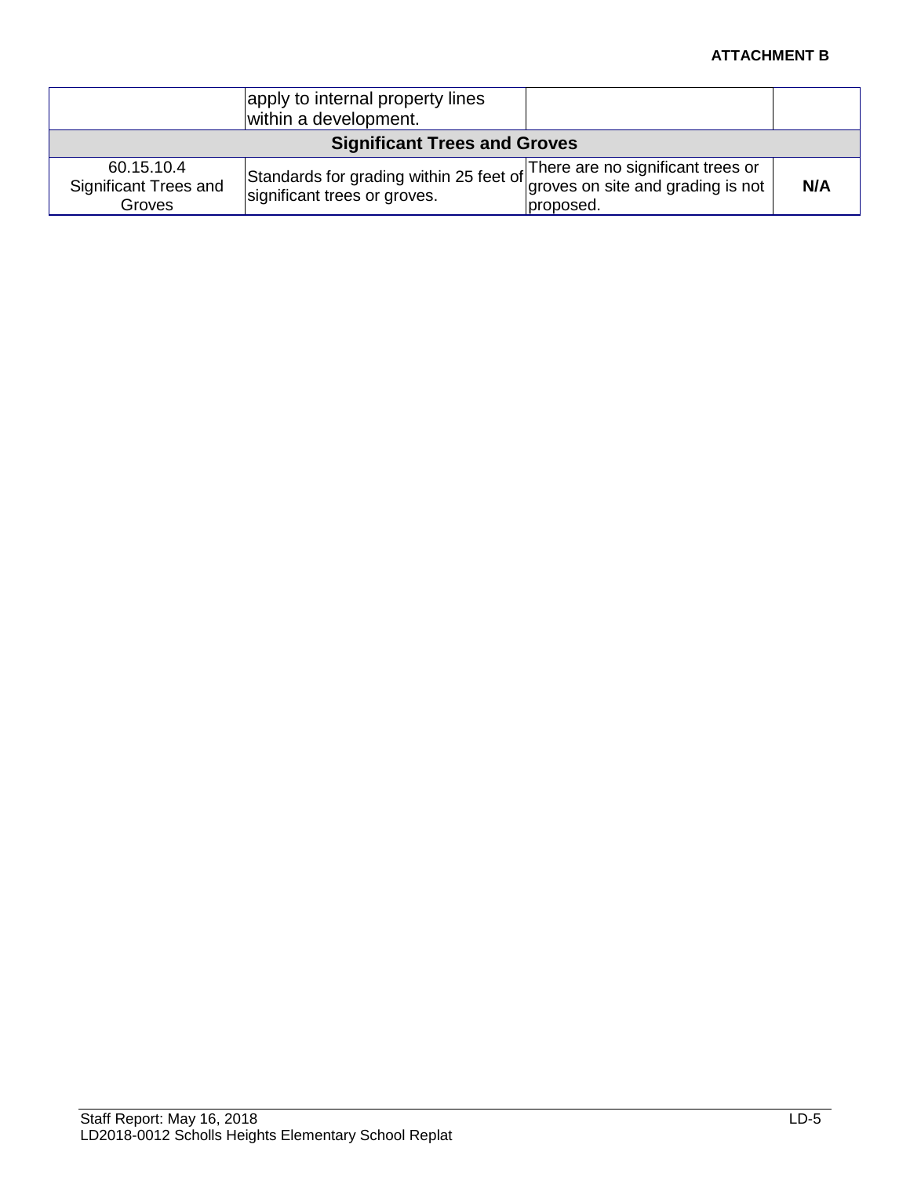| | | | |
|---|---|---|---|
| | apply to internal property lines within a development. | | |
| **Significant Trees and Groves** | | | |
| 60.15.10.4 Significant Trees and Groves | Standards for grading within 25 feet of significant trees or groves. | There are no significant trees or groves on site and grading is not proposed. | **N/A** |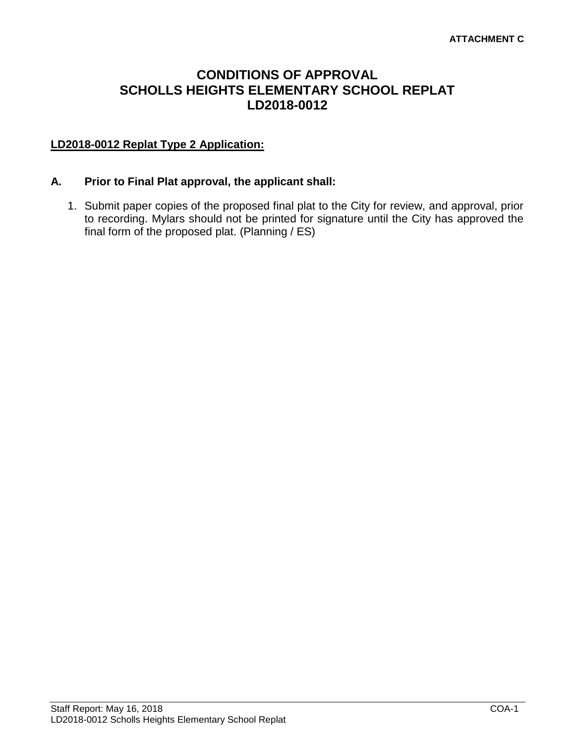ATTACHMENT C

# CONDITIONS OF APPROVAL
# SCHOLLS HEIGHTS ELEMENTARY SCHOOL REPLAT
# LD2018-0012

**LD2018-0012 Replat Type 2 Application:**

**A. Prior to Final Plat approval, the applicant shall:**

1. Submit paper copies of the proposed final plat to the City for review, and approval, prior to recording. Mylars should not be printed for signature until the City has approved the final form of the proposed plat. (Planning / ES)